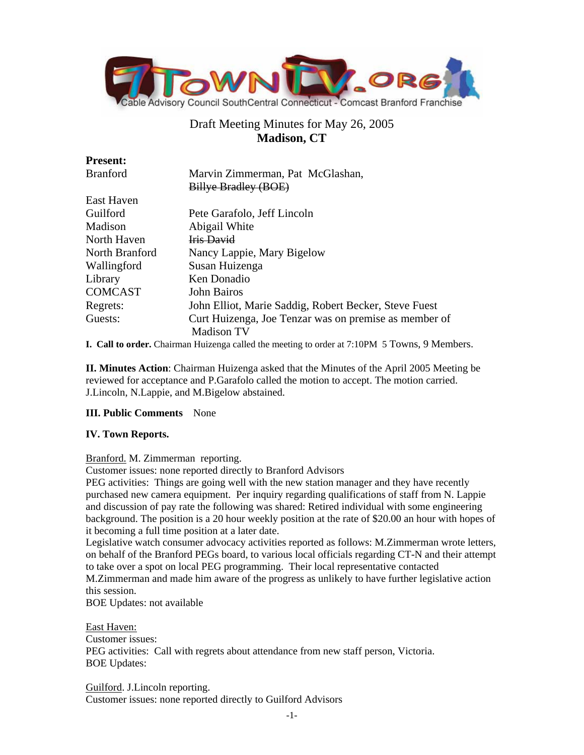Cable Advisory Council SouthCentral Connecticut - Comcast Branford Franchise

# Draft Meeting Minutes for May 26, 2005
## Madison, CT

**Present:**

| | |
|---|---|
| Branford | Marvin Zimmerman, Pat McGlashan, ~~Billye Bradley (BOE)~~ |
| East Haven | |
| Guilford | Pete Garafolo, Jeff Lincoln |
| Madison | Abigail White |
| North Haven | ~~Iris David~~ |
| North Branford | Nancy Lappie, Mary Bigelow |
| Wallingford | Susan Huizenga |
| Library | Ken Donadio |
| COMCAST | John Bairos |
| Regrets: | John Elliot, Marie Saddig, Robert Becker, Steve Fuest |
| Guests: | Curt Huizenga, Joe Tenzar was on premise as member of Madison TV |

**I. Call to order.** Chairman Huizenga called the meeting to order at 7:10PM 5 Towns, 9 Members.

**II. Minutes Action**: Chairman Huizenga asked that the Minutes of the April 2005 Meeting be reviewed for acceptance and P.Garafolo called the motion to accept. The motion carried. J.Lincoln, N.Lappie, and M.Bigelow abstained.

**III. Public Comments** None

**IV. Town Reports.**

Branford. M. Zimmerman reporting.
Customer issues: none reported directly to Branford Advisors
PEG activities: Things are going well with the new station manager and they have recently purchased new camera equipment. Per inquiry regarding qualifications of staff from N. Lappie and discussion of pay rate the following was shared: Retired individual with some engineering background. The position is a 20 hour weekly position at the rate of $20.00 an hour with hopes of it becoming a full time position at a later date.
Legislative watch consumer advocacy activities reported as follows: M.Zimmerman wrote letters, on behalf of the Branford PEGs board, to various local officials regarding CT-N and their attempt to take over a spot on local PEG programming. Their local representative contacted M.Zimmerman and made him aware of the progress as unlikely to have further legislative action this session.
BOE Updates: not available

East Haven:
Customer issues:
PEG activities: Call with regrets about attendance from new staff person, Victoria.
BOE Updates:

Guilford. J.Lincoln reporting.
Customer issues: none reported directly to Guilford Advisors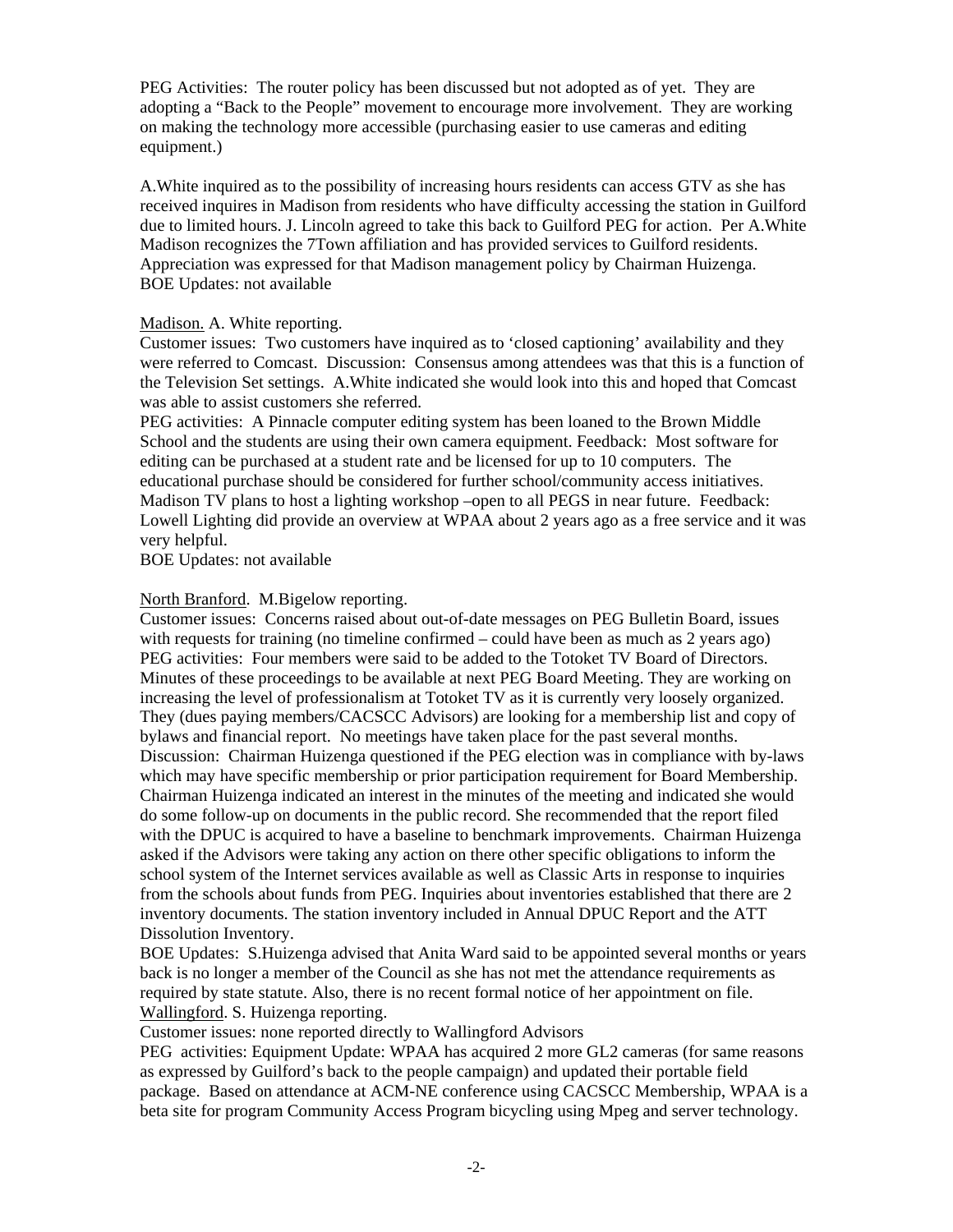PEG Activities: The router policy has been discussed but not adopted as of yet. They are adopting a "Back to the People" movement to encourage more involvement. They are working on making the technology more accessible (purchasing easier to use cameras and editing equipment.)

A.White inquired as to the possibility of increasing hours residents can access GTV as she has received inquires in Madison from residents who have difficulty accessing the station in Guilford due to limited hours. J. Lincoln agreed to take this back to Guilford PEG for action. Per A.White Madison recognizes the 7Town affiliation and has provided services to Guilford residents. Appreciation was expressed for that Madison management policy by Chairman Huizenga.
BOE Updates: not available

<u>Madison.</u> A. White reporting.
Customer issues: Two customers have inquired as to 'closed captioning' availability and they were referred to Comcast. Discussion: Consensus among attendees was that this is a function of the Television Set settings. A.White indicated she would look into this and hoped that Comcast was able to assist customers she referred.
PEG activities: A Pinnacle computer editing system has been loaned to the Brown Middle School and the students are using their own camera equipment. Feedback: Most software for editing can be purchased at a student rate and be licensed for up to 10 computers. The educational purchase should be considered for further school/community access initiatives. Madison TV plans to host a lighting workshop –open to all PEGS in near future. Feedback: Lowell Lighting did provide an overview at WPAA about 2 years ago as a free service and it was very helpful.
BOE Updates: not available

<u>North Branford</u>. M.Bigelow reporting.
Customer issues: Concerns raised about out-of-date messages on PEG Bulletin Board, issues with requests for training (no timeline confirmed – could have been as much as 2 years ago)
PEG activities: Four members were said to be added to the Totoket TV Board of Directors. Minutes of these proceedings to be available at next PEG Board Meeting. They are working on increasing the level of professionalism at Totoket TV as it is currently very loosely organized. They (dues paying members/CACSCC Advisors) are looking for a membership list and copy of bylaws and financial report. No meetings have taken place for the past several months.
Discussion: Chairman Huizenga questioned if the PEG election was in compliance with by-laws which may have specific membership or prior participation requirement for Board Membership. Chairman Huizenga indicated an interest in the minutes of the meeting and indicated she would do some follow-up on documents in the public record. She recommended that the report filed with the DPUC is acquired to have a baseline to benchmark improvements. Chairman Huizenga asked if the Advisors were taking any action on there other specific obligations to inform the school system of the Internet services available as well as Classic Arts in response to inquiries from the schools about funds from PEG. Inquiries about inventories established that there are 2 inventory documents. The station inventory included in Annual DPUC Report and the ATT Dissolution Inventory.
BOE Updates: S.Huizenga advised that Anita Ward said to be appointed several months or years back is no longer a member of the Council as she has not met the attendance requirements as required by state statute. Also, there is no recent formal notice of her appointment on file.
<u>Wallingford</u>. S. Huizenga reporting.
Customer issues: none reported directly to Wallingford Advisors
PEG activities: Equipment Update: WPAA has acquired 2 more GL2 cameras (for same reasons as expressed by Guilford's back to the people campaign) and updated their portable field package. Based on attendance at ACM-NE conference using CACSCC Membership, WPAA is a beta site for program Community Access Program bicycling using Mpeg and server technology.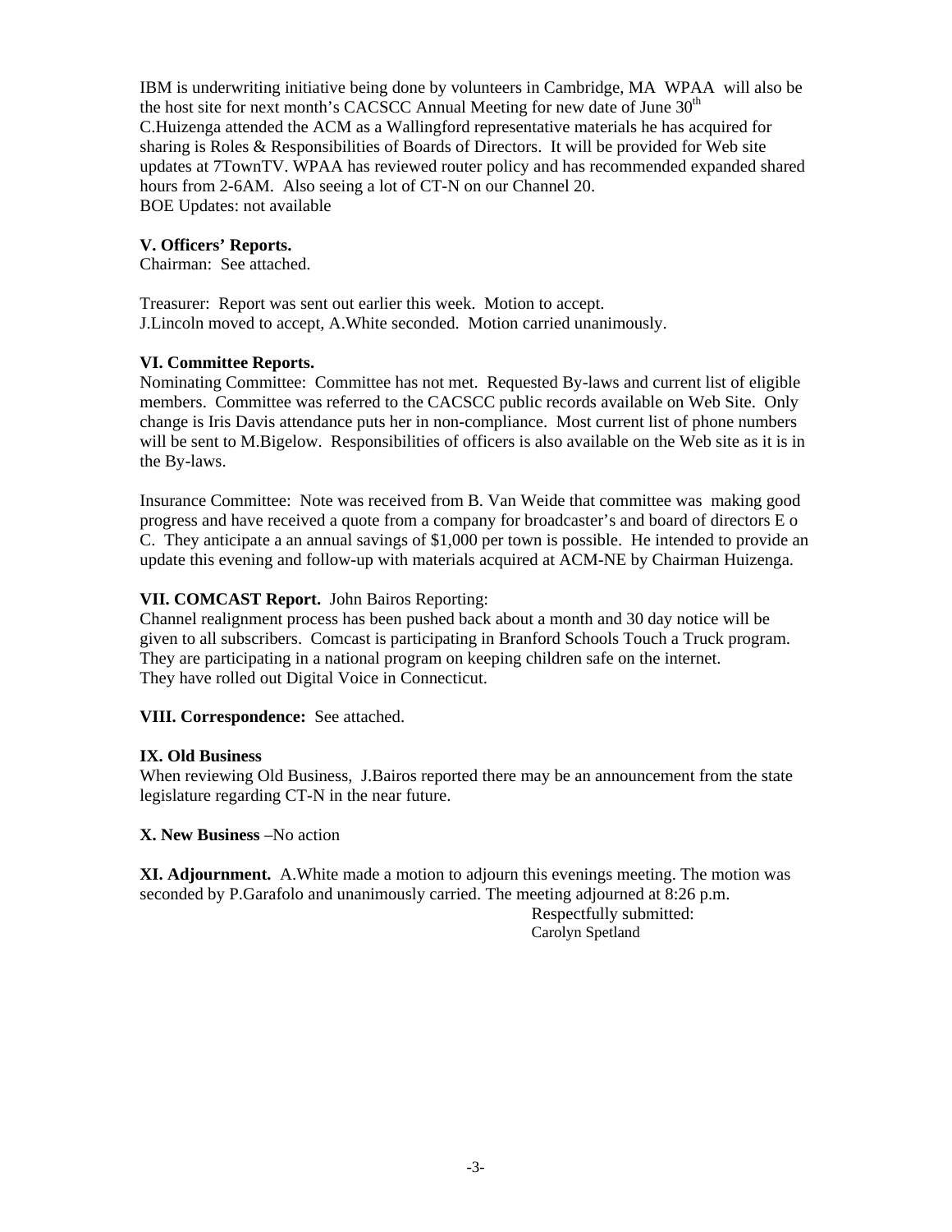IBM is underwriting initiative being done by volunteers in Cambridge, MA WPAA will also be the host site for next month's CACSCC Annual Meeting for new date of June 30th
C.Huizenga attended the ACM as a Wallingford representative materials he has acquired for sharing is Roles & Responsibilities of Boards of Directors. It will be provided for Web site updates at 7TownTV. WPAA has reviewed router policy and has recommended expanded shared hours from 2-6AM. Also seeing a lot of CT-N on our Channel 20.
BOE Updates: not available

**V. Officers' Reports.**
Chairman: See attached.

Treasurer: Report was sent out earlier this week. Motion to accept.
J.Lincoln moved to accept, A.White seconded. Motion carried unanimously.

**VI. Committee Reports.**
Nominating Committee: Committee has not met. Requested By-laws and current list of eligible members. Committee was referred to the CACSCC public records available on Web Site. Only change is Iris Davis attendance puts her in non-compliance. Most current list of phone numbers will be sent to M.Bigelow. Responsibilities of officers is also available on the Web site as it is in the By-laws.

Insurance Committee: Note was received from B. Van Weide that committee was making good progress and have received a quote from a company for broadcaster's and board of directors E o C. They anticipate a an annual savings of $1,000 per town is possible. He intended to provide an update this evening and follow-up with materials acquired at ACM-NE by Chairman Huizenga.

**VII. COMCAST Report.** John Bairos Reporting:
Channel realignment process has been pushed back about a month and 30 day notice will be given to all subscribers. Comcast is participating in Branford Schools Touch a Truck program. They are participating in a national program on keeping children safe on the internet.
They have rolled out Digital Voice in Connecticut.

**VIII. Correspondence:** See attached.

**IX. Old Business**
When reviewing Old Business, J.Bairos reported there may be an announcement from the state legislature regarding CT-N in the near future.

**X. New Business** –No action

**XI. Adjournment.** A.White made a motion to adjourn this evenings meeting. The motion was seconded by P.Garafolo and unanimously carried. The meeting adjourned at 8:26 p.m.

Respectfully submitted:
Carolyn Spetland